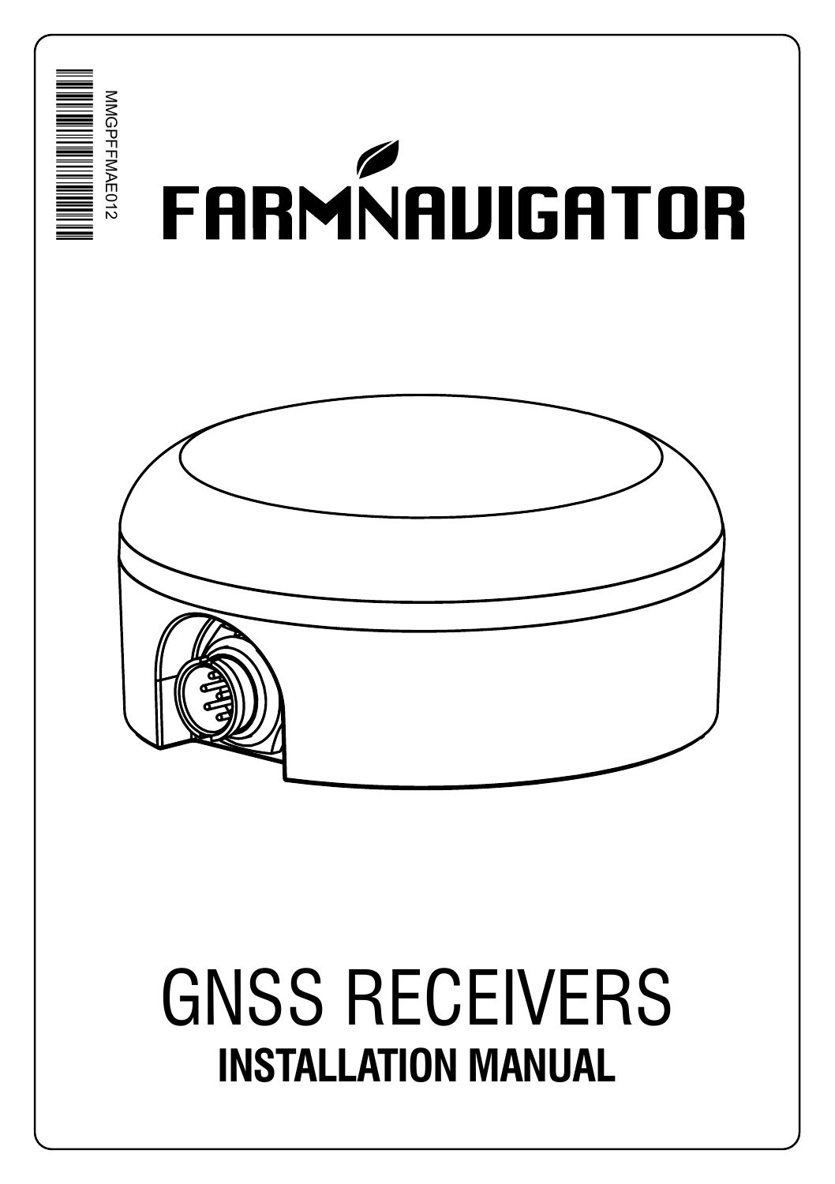MMGPFFMAE012

# FARMNAVIGATOR

# GNSS RECEIVERS

## INSTALLATION MANUAL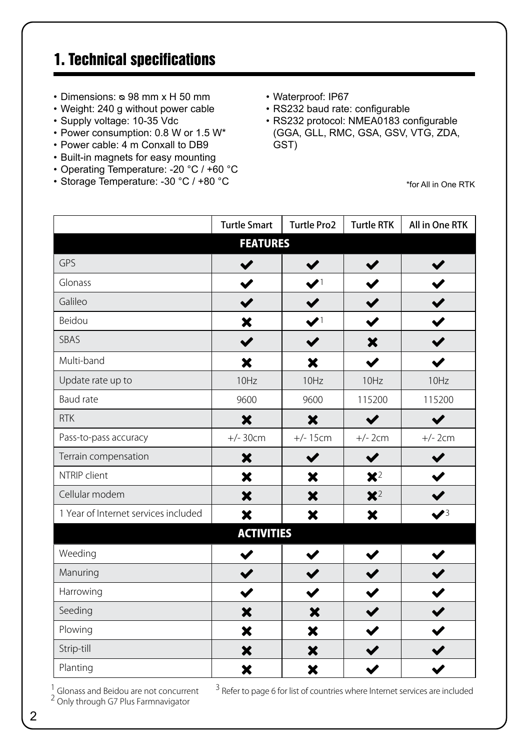# 1. Technical specifications

- Dimensions: ⌀ 98 mm x H 50 mm
- Weight: 240 g without power cable
- Supply voltage: 10-35 Vdc
- Power consumption: 0.8 W or 1.5 W*
- Power cable: 4 m Conxall to DB9
- Built-in magnets for easy mounting
- Operating Temperature: -20 °C / +60 °C
- Storage Temperature: -30 °C / +80 °C
- Waterproof: IP67
- RS232 baud rate: configurable
- RS232 protocol: NMEA0183 configurable (GGA, GLL, RMC, GSA, GSV, VTG, ZDA, GST)

*for All in One RTK

| | Turtle Smart | Turtle Pro2 | Turtle RTK | All in One RTK |
|---|---|---|---|---|
| **FEATURES** | | | | |
| GPS | ✔ | ✔ | ✔ | ✔ |
| Glonass | ✔ | ✔[1] | ✔ | ✔ |
| Galileo | ✔ | ✔ | ✔ | ✔ |
| Beidou | ✖ | ✔[1] | ✔ | ✔ |
| SBAS | ✔ | ✔ | ✖ | ✔ |
| Multi-band | ✖ | ✖ | ✔ | ✔ |
| Update rate up to | 10Hz | 10Hz | 10Hz | 10Hz |
| Baud rate | 9600 | 9600 | 115200 | 115200 |
| RTK | ✖ | ✖ | ✔ | ✔ |
| Pass-to-pass accuracy | +/- 30cm | +/- 15cm | +/- 2cm | +/- 2cm |
| Terrain compensation | ✖ | ✔ | ✔ | ✔ |
| NTRIP client | ✖ | ✖ | ✖[2] | ✔ |
| Cellular modem | ✖ | ✖ | ✖[2] | ✔ |
| 1 Year of Internet services included | ✖ | ✖ | ✖ | ✔[3] |
| **ACTIVITIES** | | | | |
| Weeding | ✔ | ✔ | ✔ | ✔ |
| Manuring | ✔ | ✔ | ✔ | ✔ |
| Harrowing | ✔ | ✔ | ✔ | ✔ |
| Seeding | ✖ | ✖ | ✔ | ✔ |
| Plowing | ✖ | ✖ | ✔ | ✔ |
| Strip-till | ✖ | ✖ | ✔ | ✔ |
| Planting | ✖ | ✖ | ✔ | ✔ |

[1] Glonass and Beidou are not concurrent
[2] Only through G7 Plus Farmnavigator
[3] Refer to page 6 for list of countries where Internet services are included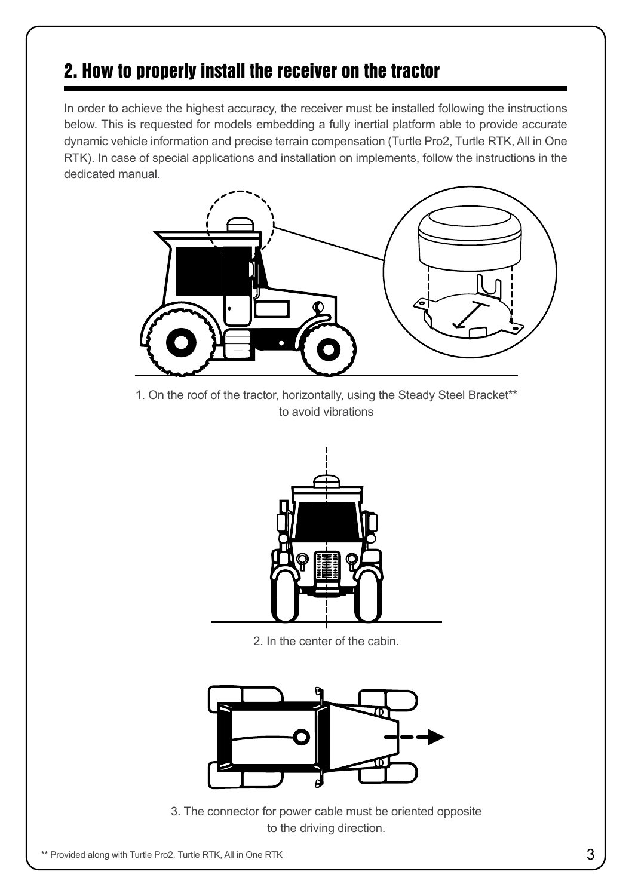## 2. How to properly install the receiver on the tractor

In order to achieve the highest accuracy, the receiver must be installed following the instructions below. This is requested for models embedding a fully inertial platform able to provide accurate dynamic vehicle information and precise terrain compensation (Turtle Pro2, Turtle RTK, All in One RTK). In case of special applications and installation on implements, follow the instructions in the dedicated manual.

1. On the roof of the tractor, horizontally, using the Steady Steel Bracket** to avoid vibrations

2. In the center of the cabin.

3. The connector for power cable must be oriented opposite to the driving direction.

** Provided along with Turtle Pro2, Turtle RTK, All in One RTK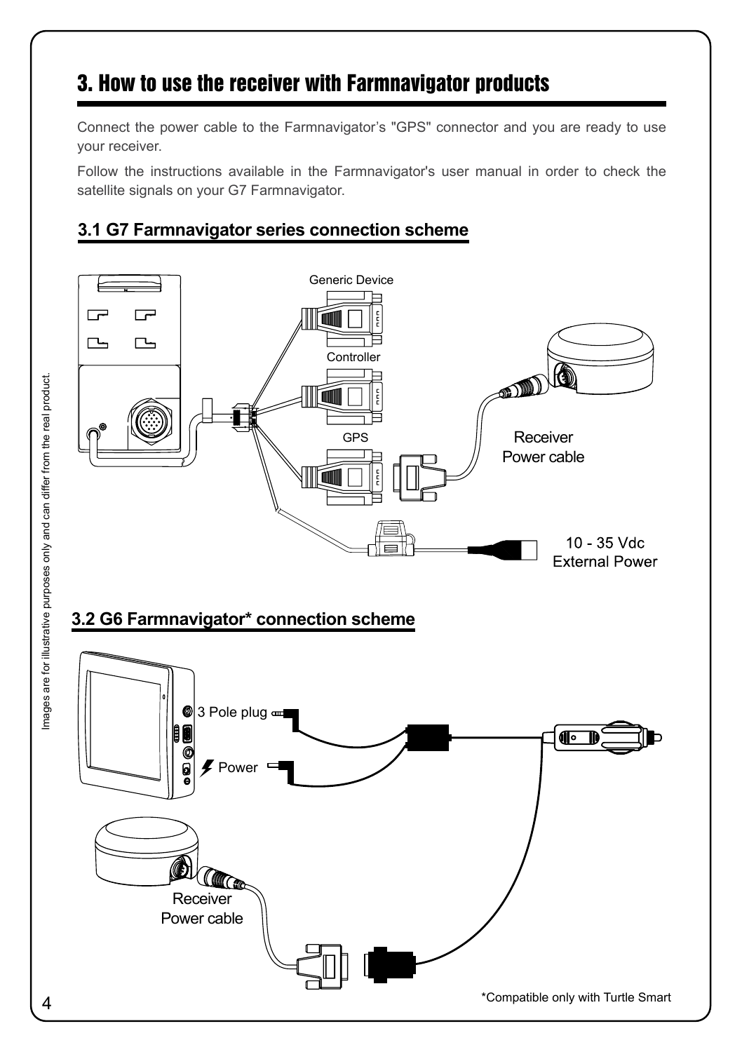# 3. How to use the receiver with Farmnavigator products

Connect the power cable to the Farmnavigator's "GPS" connector and you are ready to use your receiver.

Follow the instructions available in the Farmnavigator's user manual in order to check the satellite signals on your G7 Farmnavigator.

## 3.1 G7 Farmnavigator series connection scheme

Generic Device

Controller

GPS

Receiver Power cable

10 - 35 Vdc External Power

## 3.2 G6 Farmnavigator* connection scheme

3 Pole plug

Power

Receiver Power cable

*Compatible only with Turtle Smart

Images are for illustrative purposes only and can differ from the real product.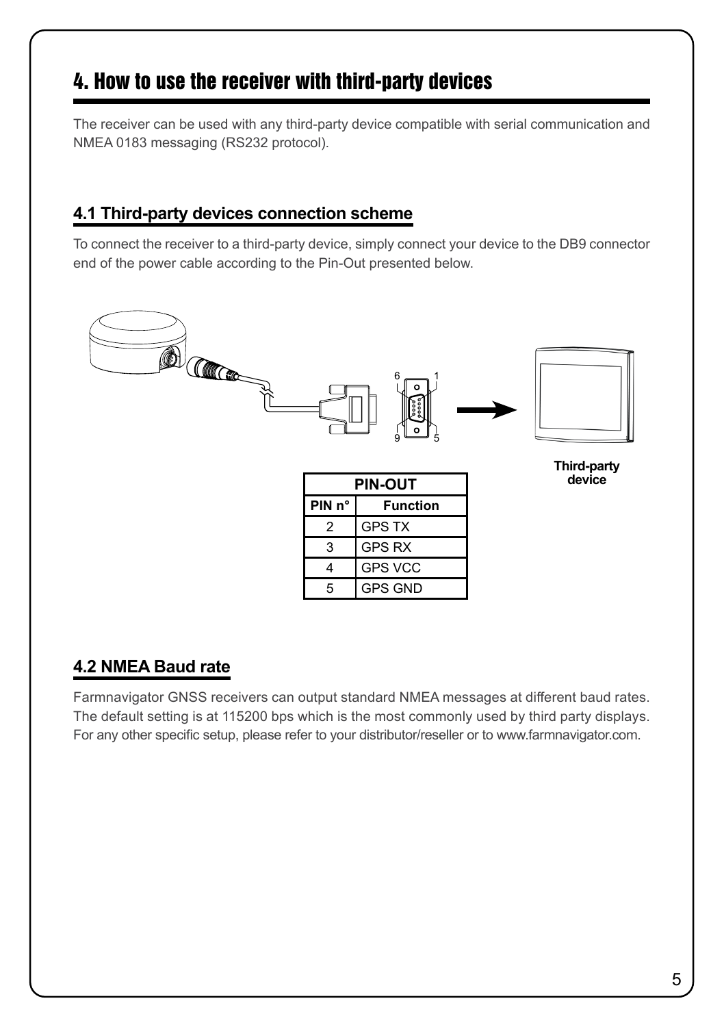# 4. How to use the receiver with third-party devices

The receiver can be used with any third-party device compatible with serial communication and NMEA 0183 messaging (RS232 protocol).

## 4.1 Third-party devices connection scheme

To connect the receiver to a third-party device, simply connect your device to the DB9 connector end of the power cable according to the Pin-Out presented below.

6 1

9 5

**Third-party device**

| PIN-OUT | |
|---|---|
| **PIN n°** | **Function** |
| 2 | GPS TX |
| 3 | GPS RX |
| 4 | GPS VCC |
| 5 | GPS GND |

## 4.2 NMEA Baud rate

Farmnavigator GNSS receivers can output standard NMEA messages at different baud rates. The default setting is at 115200 bps which is the most commonly used by third party displays. For any other specific setup, please refer to your distributor/reseller or to www.farmnavigator.com.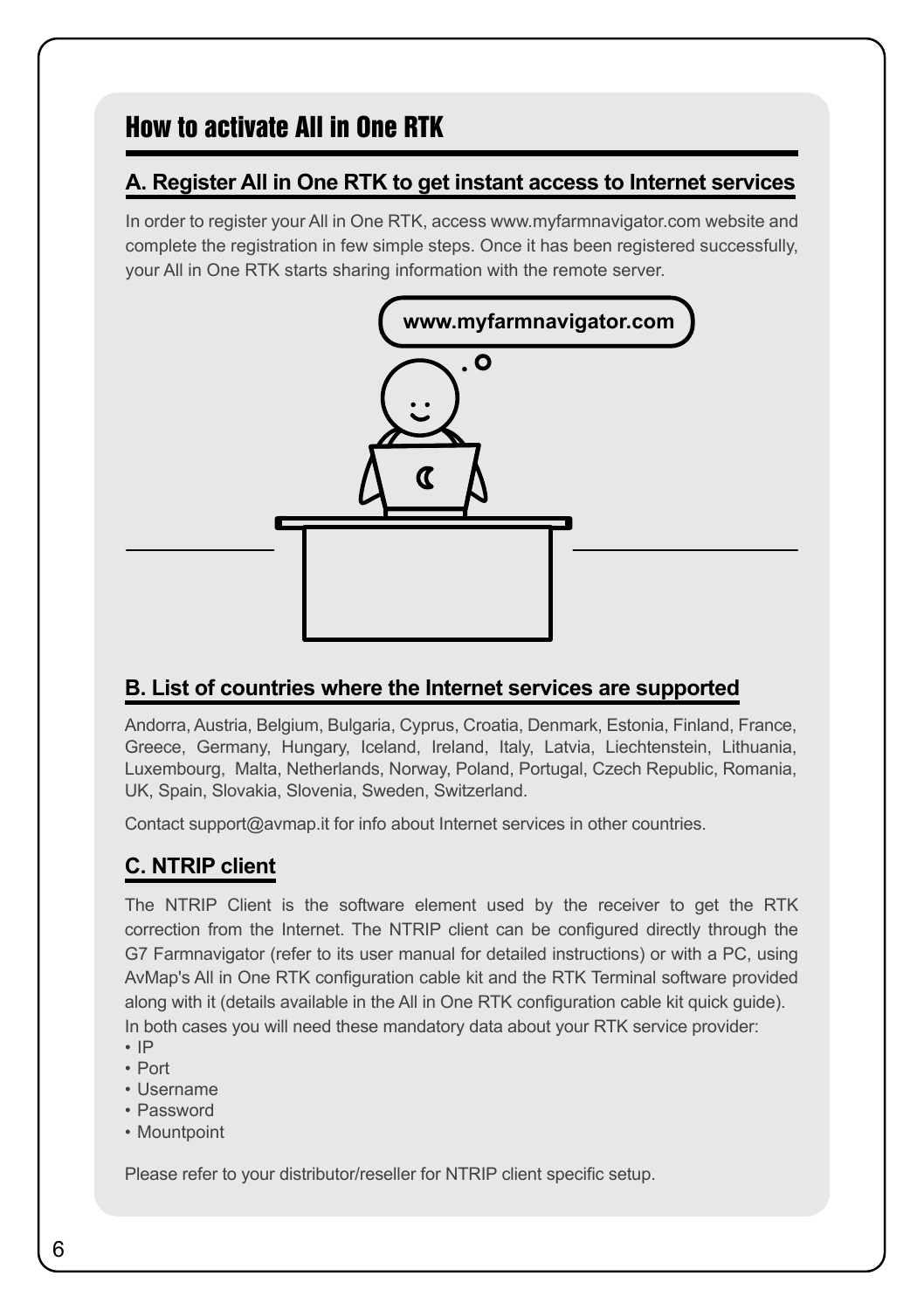# How to activate All in One RTK

## A. Register All in One RTK to get instant access to Internet services

In order to register your All in One RTK, access www.myfarmnavigator.com website and complete the registration in few simple steps. Once it has been registered successfully, your All in One RTK starts sharing information with the remote server.

## B. List of countries where the Internet services are supported

Andorra, Austria, Belgium, Bulgaria, Cyprus, Croatia, Denmark, Estonia, Finland, France, Greece, Germany, Hungary, Iceland, Ireland, Italy, Latvia, Liechtenstein, Lithuania, Luxembourg, Malta, Netherlands, Norway, Poland, Portugal, Czech Republic, Romania, UK, Spain, Slovakia, Slovenia, Sweden, Switzerland.

Contact support@avmap.it for info about Internet services in other countries.

## C. NTRIP client

The NTRIP Client is the software element used by the receiver to get the RTK correction from the Internet. The NTRIP client can be configured directly through the G7 Farmnavigator (refer to its user manual for detailed instructions) or with a PC, using AvMap's All in One RTK configuration cable kit and the RTK Terminal software provided along with it (details available in the All in One RTK configuration cable kit quick guide). In both cases you will need these mandatory data about your RTK service provider:

- IP
- Port
- Username
- Password
- Mountpoint

Please refer to your distributor/reseller for NTRIP client specific setup.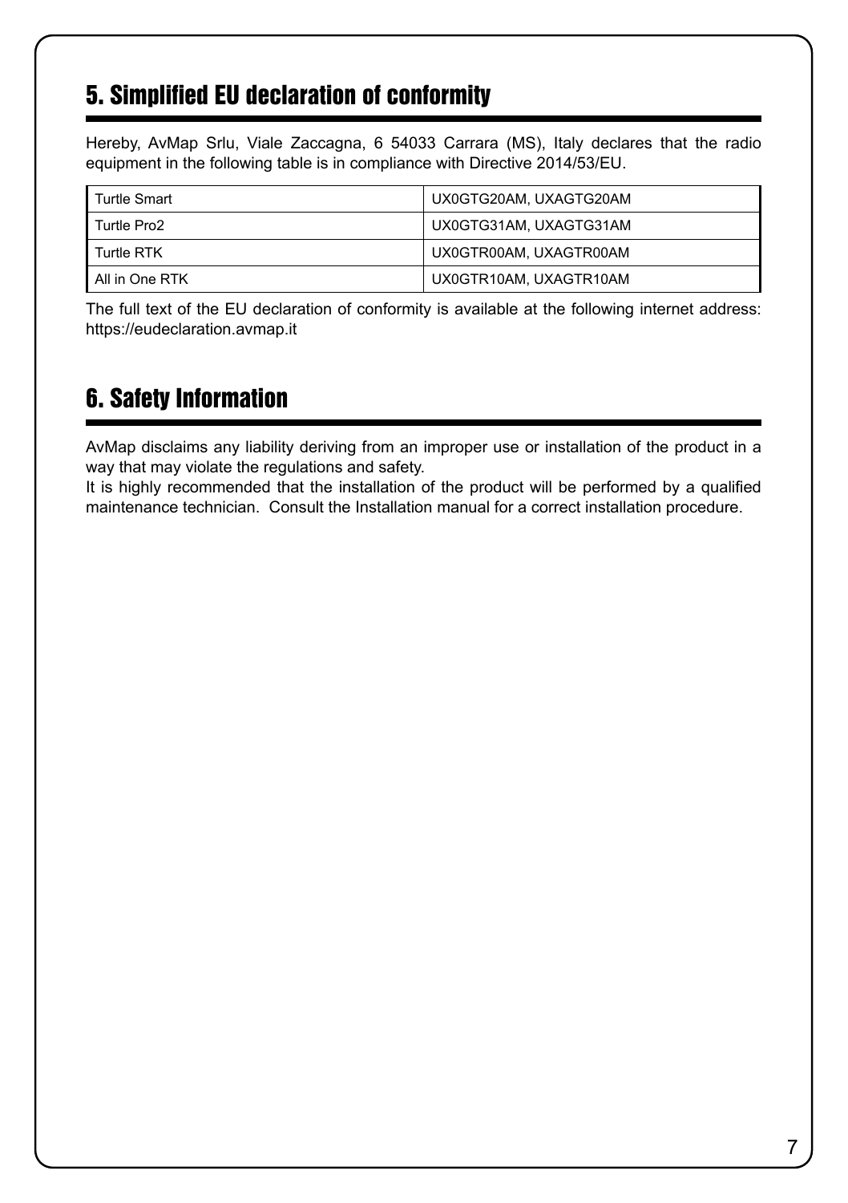## 5. Simplified EU declaration of conformity

Hereby, AvMap Srlu, Viale Zaccagna, 6 54033 Carrara (MS), Italy declares that the radio equipment in the following table is in compliance with Directive 2014/53/EU.

| | |
|---|---|
| Turtle Smart | UX0GTG20AM, UXAGTG20AM |
| Turtle Pro2 | UX0GTG31AM, UXAGTG31AM |
| Turtle RTK | UX0GTR00AM, UXAGTR00AM |
| All in One RTK | UX0GTR10AM, UXAGTR10AM |

The full text of the EU declaration of conformity is available at the following internet address: https://eudeclaration.avmap.it

## 6. Safety Information

AvMap disclaims any liability deriving from an improper use or installation of the product in a way that may violate the regulations and safety.
It is highly recommended that the installation of the product will be performed by a qualified maintenance technician. Consult the Installation manual for a correct installation procedure.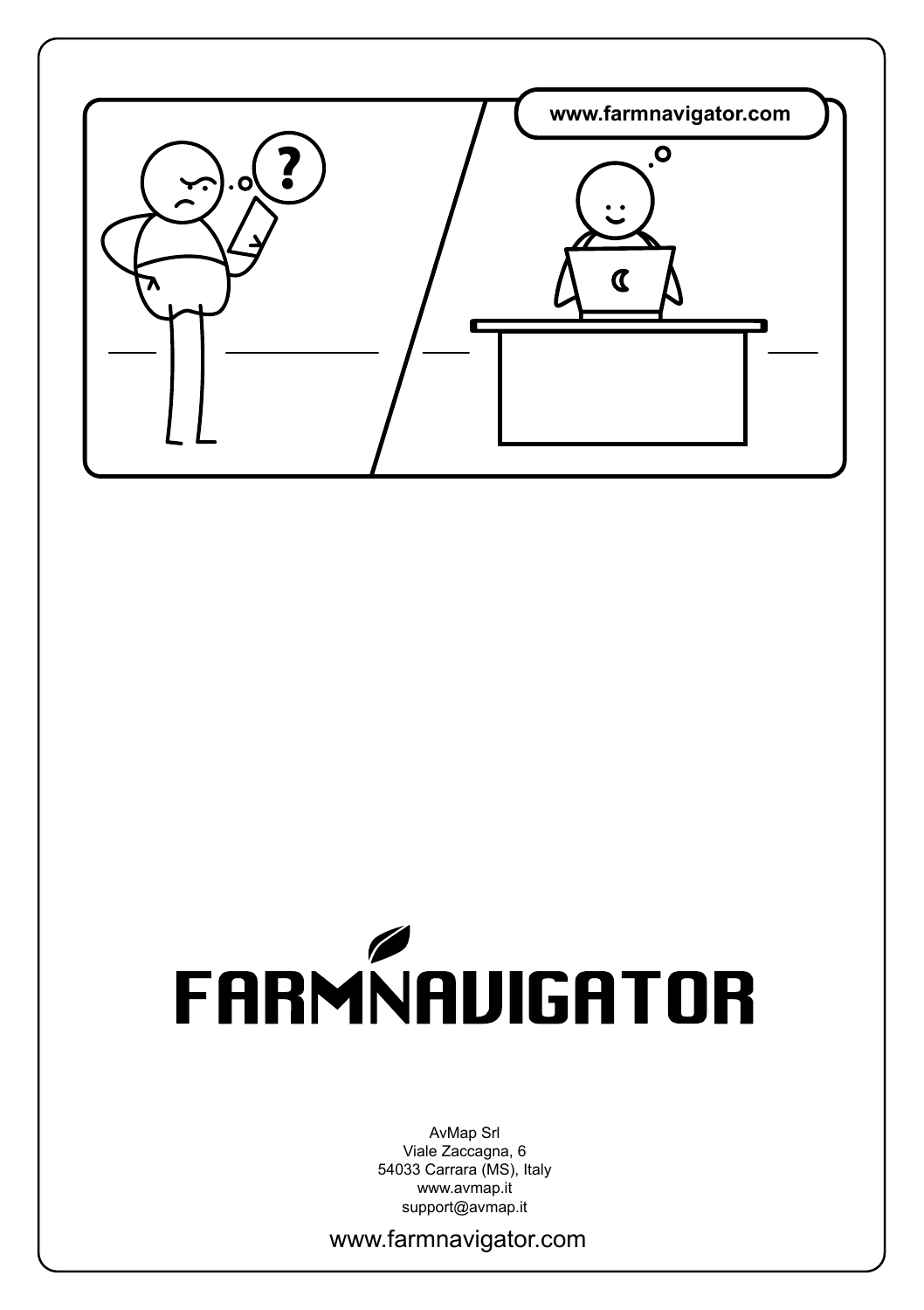www.farmnavigator.com

FARMNAVIGATOR

AvMap Srl
Viale Zaccagna, 6
54033 Carrara (MS), Italy
www.avmap.it
support@avmap.it

www.farmnavigator.com